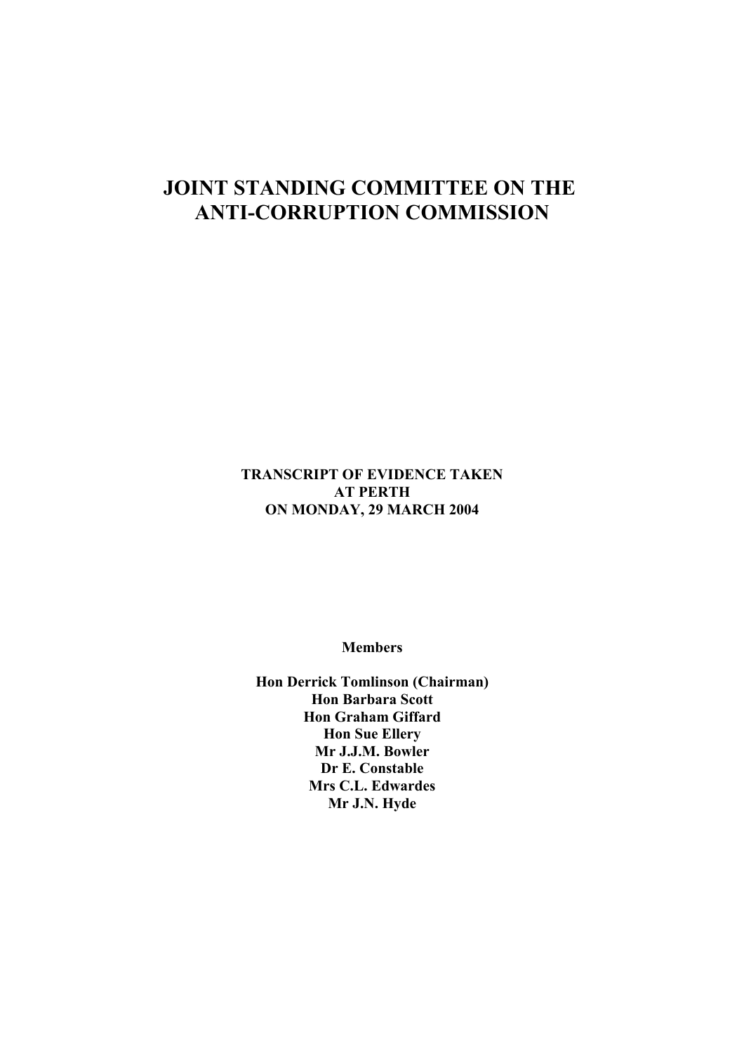# JOINT STANDING COMMITTEE ON THE ANTI-CORRUPTION COMMISSION

**TRANSCRIPT OF EVIDENCE TAKEN**
**AT PERTH**
**ON MONDAY, 29 MARCH 2004**

**Members**

**Hon Derrick Tomlinson (Chairman)**
**Hon Barbara Scott**
**Hon Graham Giffard**
**Hon Sue Ellery**
**Mr J.J.M. Bowler**
**Dr E. Constable**
**Mrs C.L. Edwardes**
**Mr J.N. Hyde**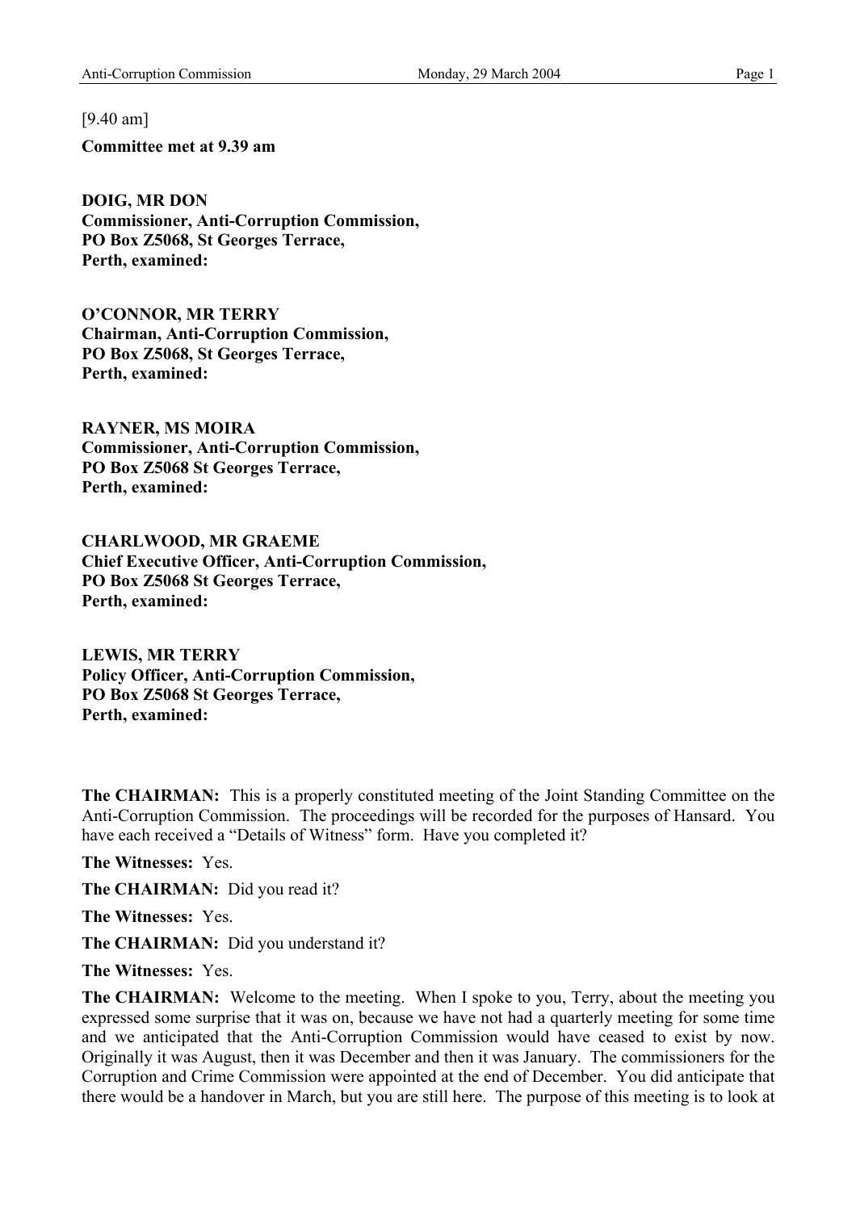[9.40 am]

**Committee met at 9.39 am**

**DOIG, MR DON**
**Commissioner, Anti-Corruption Commission,**
**PO Box Z5068, St Georges Terrace,**
**Perth, examined:**

**O'CONNOR, MR TERRY**
**Chairman, Anti-Corruption Commission,**
**PO Box Z5068, St Georges Terrace,**
**Perth, examined:**

**RAYNER, MS MOIRA**
**Commissioner, Anti-Corruption Commission,**
**PO Box Z5068 St Georges Terrace,**
**Perth, examined:**

**CHARLWOOD, MR GRAEME**
**Chief Executive Officer, Anti-Corruption Commission,**
**PO Box Z5068 St Georges Terrace,**
**Perth, examined:**

**LEWIS, MR TERRY**
**Policy Officer, Anti-Corruption Commission,**
**PO Box Z5068 St Georges Terrace,**
**Perth, examined:**

**The CHAIRMAN:** This is a properly constituted meeting of the Joint Standing Committee on the Anti-Corruption Commission. The proceedings will be recorded for the purposes of Hansard. You have each received a "Details of Witness" form. Have you completed it?

**The Witnesses:** Yes.

**The CHAIRMAN:** Did you read it?

**The Witnesses:** Yes.

**The CHAIRMAN:** Did you understand it?

**The Witnesses:** Yes.

**The CHAIRMAN:** Welcome to the meeting. When I spoke to you, Terry, about the meeting you expressed some surprise that it was on, because we have not had a quarterly meeting for some time and we anticipated that the Anti-Corruption Commission would have ceased to exist by now. Originally it was August, then it was December and then it was January. The commissioners for the Corruption and Crime Commission were appointed at the end of December. You did anticipate that there would be a handover in March, but you are still here. The purpose of this meeting is to look at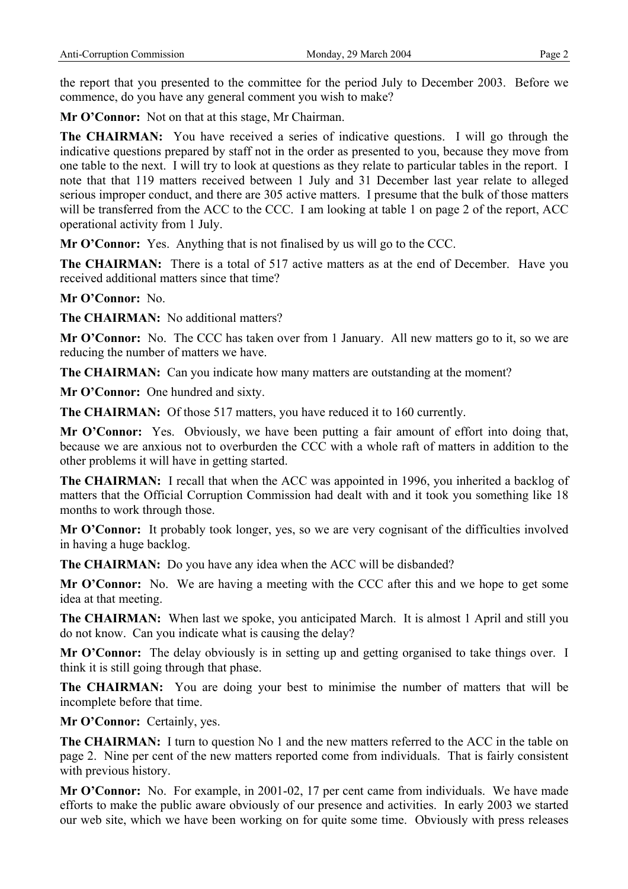the report that you presented to the committee for the period July to December 2003. Before we commence, do you have any general comment you wish to make?

**Mr O'Connor:** Not on that at this stage, Mr Chairman.

**The CHAIRMAN:** You have received a series of indicative questions. I will go through the indicative questions prepared by staff not in the order as presented to you, because they move from one table to the next. I will try to look at questions as they relate to particular tables in the report. I note that that 119 matters received between 1 July and 31 December last year relate to alleged serious improper conduct, and there are 305 active matters. I presume that the bulk of those matters will be transferred from the ACC to the CCC. I am looking at table 1 on page 2 of the report, ACC operational activity from 1 July.

**Mr O'Connor:** Yes. Anything that is not finalised by us will go to the CCC.

**The CHAIRMAN:** There is a total of 517 active matters as at the end of December. Have you received additional matters since that time?

**Mr O'Connor:** No.

**The CHAIRMAN:** No additional matters?

**Mr O'Connor:** No. The CCC has taken over from 1 January. All new matters go to it, so we are reducing the number of matters we have.

**The CHAIRMAN:** Can you indicate how many matters are outstanding at the moment?

**Mr O'Connor:** One hundred and sixty.

**The CHAIRMAN:** Of those 517 matters, you have reduced it to 160 currently.

**Mr O'Connor:** Yes. Obviously, we have been putting a fair amount of effort into doing that, because we are anxious not to overburden the CCC with a whole raft of matters in addition to the other problems it will have in getting started.

**The CHAIRMAN:** I recall that when the ACC was appointed in 1996, you inherited a backlog of matters that the Official Corruption Commission had dealt with and it took you something like 18 months to work through those.

**Mr O'Connor:** It probably took longer, yes, so we are very cognisant of the difficulties involved in having a huge backlog.

**The CHAIRMAN:** Do you have any idea when the ACC will be disbanded?

**Mr O'Connor:** No. We are having a meeting with the CCC after this and we hope to get some idea at that meeting.

**The CHAIRMAN:** When last we spoke, you anticipated March. It is almost 1 April and still you do not know. Can you indicate what is causing the delay?

**Mr O'Connor:** The delay obviously is in setting up and getting organised to take things over. I think it is still going through that phase.

**The CHAIRMAN:** You are doing your best to minimise the number of matters that will be incomplete before that time.

**Mr O'Connor:** Certainly, yes.

**The CHAIRMAN:** I turn to question No 1 and the new matters referred to the ACC in the table on page 2. Nine per cent of the new matters reported come from individuals. That is fairly consistent with previous history.

**Mr O'Connor:** No. For example, in 2001-02, 17 per cent came from individuals. We have made efforts to make the public aware obviously of our presence and activities. In early 2003 we started our web site, which we have been working on for quite some time. Obviously with press releases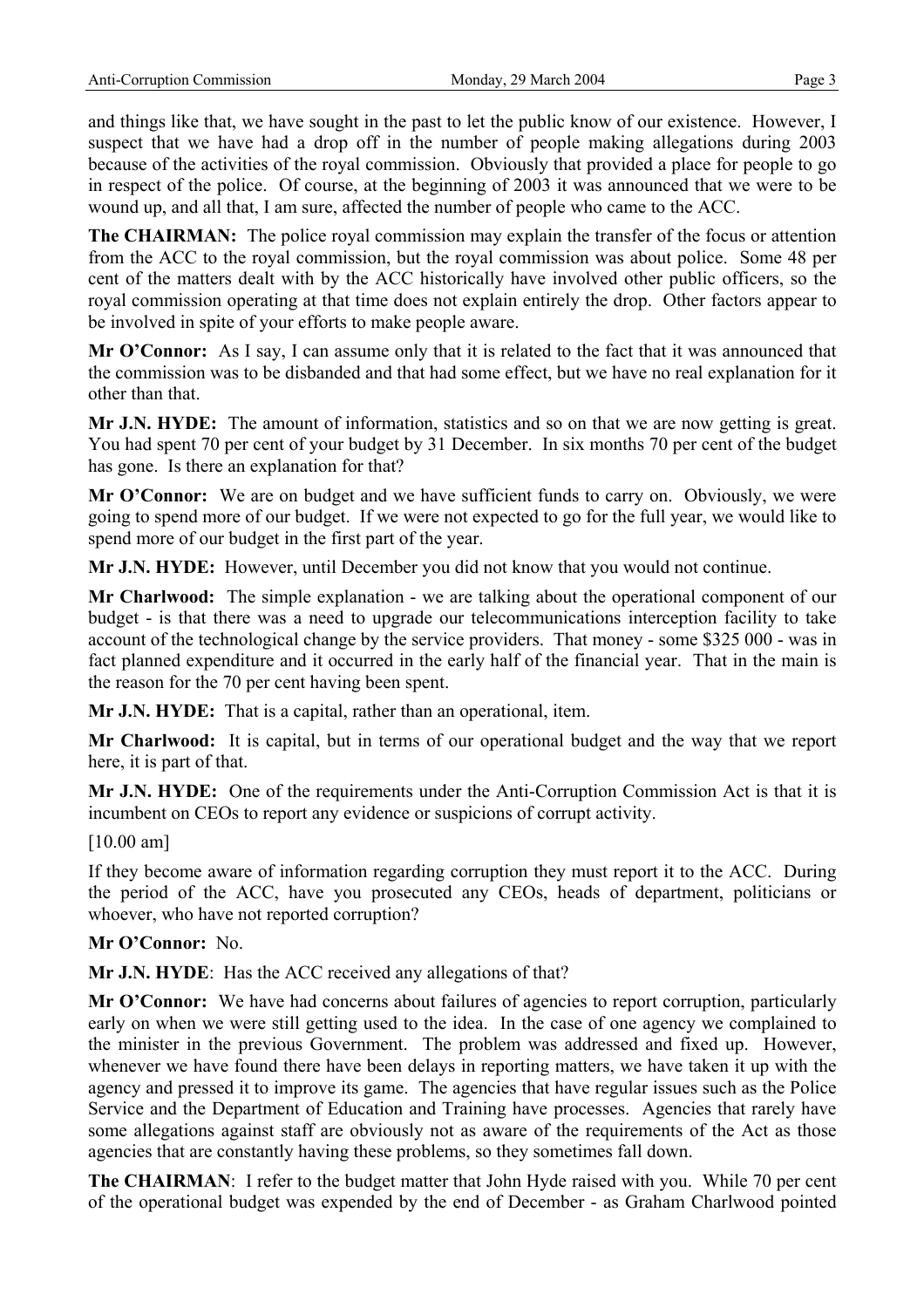and things like that, we have sought in the past to let the public know of our existence. However, I suspect that we have had a drop off in the number of people making allegations during 2003 because of the activities of the royal commission. Obviously that provided a place for people to go in respect of the police. Of course, at the beginning of 2003 it was announced that we were to be wound up, and all that, I am sure, affected the number of people who came to the ACC.

**The CHAIRMAN:** The police royal commission may explain the transfer of the focus or attention from the ACC to the royal commission, but the royal commission was about police. Some 48 per cent of the matters dealt with by the ACC historically have involved other public officers, so the royal commission operating at that time does not explain entirely the drop. Other factors appear to be involved in spite of your efforts to make people aware.

**Mr O'Connor:** As I say, I can assume only that it is related to the fact that it was announced that the commission was to be disbanded and that had some effect, but we have no real explanation for it other than that.

**Mr J.N. HYDE:** The amount of information, statistics and so on that we are now getting is great. You had spent 70 per cent of your budget by 31 December. In six months 70 per cent of the budget has gone. Is there an explanation for that?

**Mr O'Connor:** We are on budget and we have sufficient funds to carry on. Obviously, we were going to spend more of our budget. If we were not expected to go for the full year, we would like to spend more of our budget in the first part of the year.

**Mr J.N. HYDE:** However, until December you did not know that you would not continue.

**Mr Charlwood:** The simple explanation - we are talking about the operational component of our budget - is that there was a need to upgrade our telecommunications interception facility to take account of the technological change by the service providers. That money - some $325 000 - was in fact planned expenditure and it occurred in the early half of the financial year. That in the main is the reason for the 70 per cent having been spent.

**Mr J.N. HYDE:** That is a capital, rather than an operational, item.

**Mr Charlwood:** It is capital, but in terms of our operational budget and the way that we report here, it is part of that.

**Mr J.N. HYDE:** One of the requirements under the Anti-Corruption Commission Act is that it is incumbent on CEOs to report any evidence or suspicions of corrupt activity.

[10.00 am]

If they become aware of information regarding corruption they must report it to the ACC. During the period of the ACC, have you prosecuted any CEOs, heads of department, politicians or whoever, who have not reported corruption?

**Mr O'Connor:** No.

**Mr J.N. HYDE**: Has the ACC received any allegations of that?

**Mr O'Connor:** We have had concerns about failures of agencies to report corruption, particularly early on when we were still getting used to the idea. In the case of one agency we complained to the minister in the previous Government. The problem was addressed and fixed up. However, whenever we have found there have been delays in reporting matters, we have taken it up with the agency and pressed it to improve its game. The agencies that have regular issues such as the Police Service and the Department of Education and Training have processes. Agencies that rarely have some allegations against staff are obviously not as aware of the requirements of the Act as those agencies that are constantly having these problems, so they sometimes fall down.

**The CHAIRMAN**: I refer to the budget matter that John Hyde raised with you. While 70 per cent of the operational budget was expended by the end of December - as Graham Charlwood pointed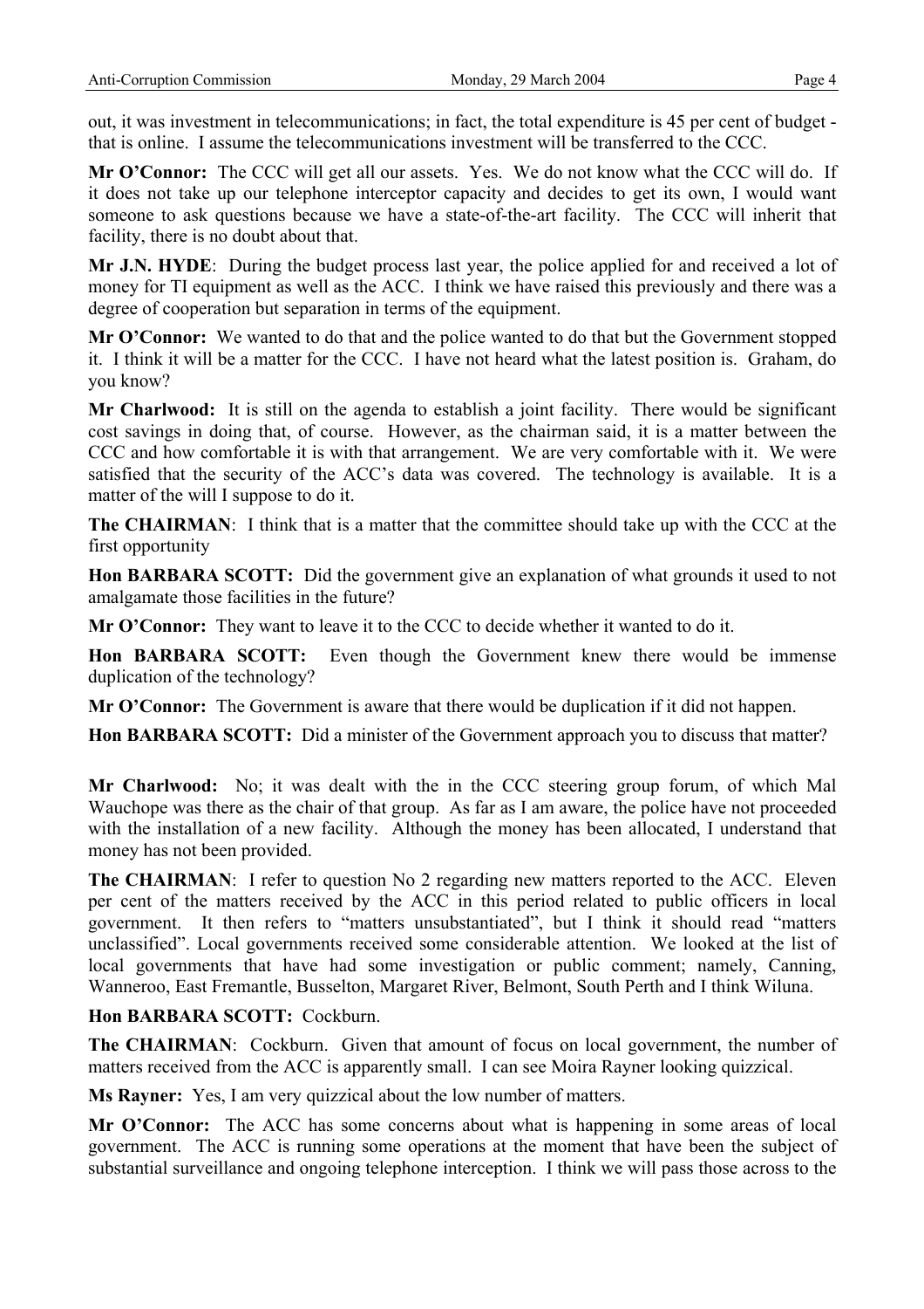out, it was investment in telecommunications; in fact, the total expenditure is 45 per cent of budget - that is online. I assume the telecommunications investment will be transferred to the CCC.

**Mr O'Connor:** The CCC will get all our assets. Yes. We do not know what the CCC will do. If it does not take up our telephone interceptor capacity and decides to get its own, I would want someone to ask questions because we have a state-of-the-art facility. The CCC will inherit that facility, there is no doubt about that.

**Mr J.N. HYDE**: During the budget process last year, the police applied for and received a lot of money for TI equipment as well as the ACC. I think we have raised this previously and there was a degree of cooperation but separation in terms of the equipment.

**Mr O'Connor:** We wanted to do that and the police wanted to do that but the Government stopped it. I think it will be a matter for the CCC. I have not heard what the latest position is. Graham, do you know?

**Mr Charlwood:** It is still on the agenda to establish a joint facility. There would be significant cost savings in doing that, of course. However, as the chairman said, it is a matter between the CCC and how comfortable it is with that arrangement. We are very comfortable with it. We were satisfied that the security of the ACC's data was covered. The technology is available. It is a matter of the will I suppose to do it.

**The CHAIRMAN**: I think that is a matter that the committee should take up with the CCC at the first opportunity

**Hon BARBARA SCOTT:** Did the government give an explanation of what grounds it used to not amalgamate those facilities in the future?

**Mr O'Connor:** They want to leave it to the CCC to decide whether it wanted to do it.

**Hon BARBARA SCOTT:** Even though the Government knew there would be immense duplication of the technology?

**Mr O'Connor:** The Government is aware that there would be duplication if it did not happen.

**Hon BARBARA SCOTT:** Did a minister of the Government approach you to discuss that matter?

**Mr Charlwood:** No; it was dealt with the in the CCC steering group forum, of which Mal Wauchope was there as the chair of that group. As far as I am aware, the police have not proceeded with the installation of a new facility. Although the money has been allocated, I understand that money has not been provided.

**The CHAIRMAN**: I refer to question No 2 regarding new matters reported to the ACC. Eleven per cent of the matters received by the ACC in this period related to public officers in local government. It then refers to "matters unsubstantiated", but I think it should read "matters unclassified". Local governments received some considerable attention. We looked at the list of local governments that have had some investigation or public comment; namely, Canning, Wanneroo, East Fremantle, Busselton, Margaret River, Belmont, South Perth and I think Wiluna.

**Hon BARBARA SCOTT:** Cockburn.

**The CHAIRMAN**: Cockburn. Given that amount of focus on local government, the number of matters received from the ACC is apparently small. I can see Moira Rayner looking quizzical.

**Ms Rayner:** Yes, I am very quizzical about the low number of matters.

**Mr O'Connor:** The ACC has some concerns about what is happening in some areas of local government. The ACC is running some operations at the moment that have been the subject of substantial surveillance and ongoing telephone interception. I think we will pass those across to the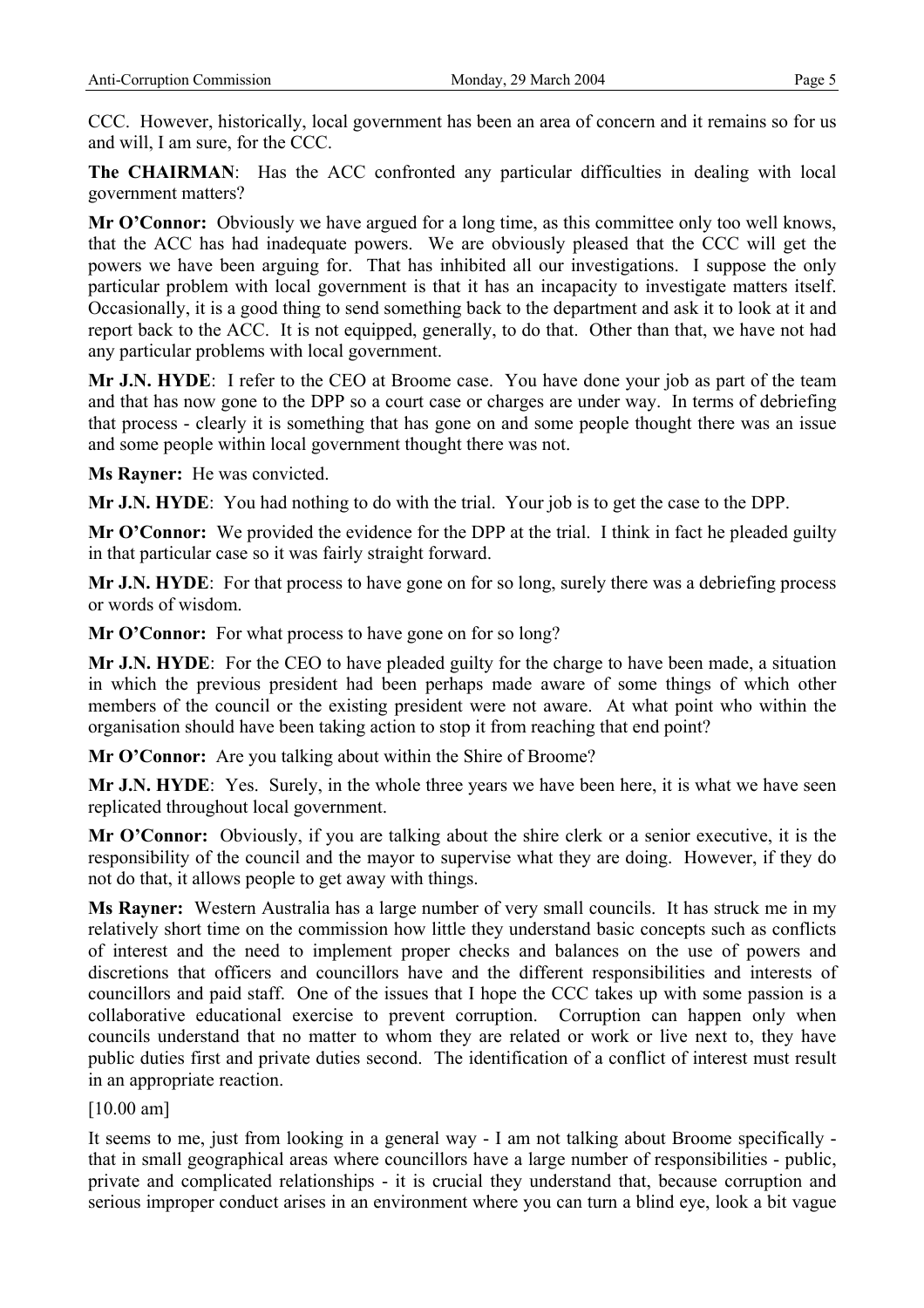CCC. However, historically, local government has been an area of concern and it remains so for us and will, I am sure, for the CCC.

**The CHAIRMAN**: Has the ACC confronted any particular difficulties in dealing with local government matters?

**Mr O'Connor:** Obviously we have argued for a long time, as this committee only too well knows, that the ACC has had inadequate powers. We are obviously pleased that the CCC will get the powers we have been arguing for. That has inhibited all our investigations. I suppose the only particular problem with local government is that it has an incapacity to investigate matters itself. Occasionally, it is a good thing to send something back to the department and ask it to look at it and report back to the ACC. It is not equipped, generally, to do that. Other than that, we have not had any particular problems with local government.

**Mr J.N. HYDE**: I refer to the CEO at Broome case. You have done your job as part of the team and that has now gone to the DPP so a court case or charges are under way. In terms of debriefing that process - clearly it is something that has gone on and some people thought there was an issue and some people within local government thought there was not.

**Ms Rayner:** He was convicted.

**Mr J.N. HYDE**: You had nothing to do with the trial. Your job is to get the case to the DPP.

**Mr O'Connor:** We provided the evidence for the DPP at the trial. I think in fact he pleaded guilty in that particular case so it was fairly straight forward.

**Mr J.N. HYDE**: For that process to have gone on for so long, surely there was a debriefing process or words of wisdom.

**Mr O'Connor:** For what process to have gone on for so long?

**Mr J.N. HYDE**: For the CEO to have pleaded guilty for the charge to have been made, a situation in which the previous president had been perhaps made aware of some things of which other members of the council or the existing president were not aware. At what point who within the organisation should have been taking action to stop it from reaching that end point?

**Mr O'Connor:** Are you talking about within the Shire of Broome?

**Mr J.N. HYDE**: Yes. Surely, in the whole three years we have been here, it is what we have seen replicated throughout local government.

**Mr O'Connor:** Obviously, if you are talking about the shire clerk or a senior executive, it is the responsibility of the council and the mayor to supervise what they are doing. However, if they do not do that, it allows people to get away with things.

**Ms Rayner:** Western Australia has a large number of very small councils. It has struck me in my relatively short time on the commission how little they understand basic concepts such as conflicts of interest and the need to implement proper checks and balances on the use of powers and discretions that officers and councillors have and the different responsibilities and interests of councillors and paid staff. One of the issues that I hope the CCC takes up with some passion is a collaborative educational exercise to prevent corruption. Corruption can happen only when councils understand that no matter to whom they are related or work or live next to, they have public duties first and private duties second. The identification of a conflict of interest must result in an appropriate reaction.

[10.00 am]

It seems to me, just from looking in a general way - I am not talking about Broome specifically - that in small geographical areas where councillors have a large number of responsibilities - public, private and complicated relationships - it is crucial they understand that, because corruption and serious improper conduct arises in an environment where you can turn a blind eye, look a bit vague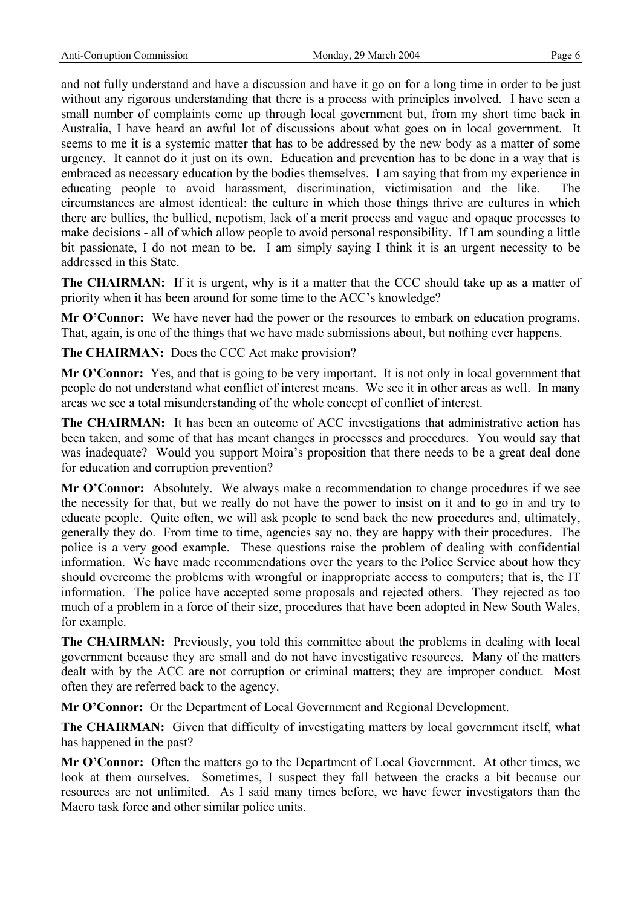and not fully understand and have a discussion and have it go on for a long time in order to be just without any rigorous understanding that there is a process with principles involved. I have seen a small number of complaints come up through local government but, from my short time back in Australia, I have heard an awful lot of discussions about what goes on in local government. It seems to me it is a systemic matter that has to be addressed by the new body as a matter of some urgency. It cannot do it just on its own. Education and prevention has to be done in a way that is embraced as necessary education by the bodies themselves. I am saying that from my experience in educating people to avoid harassment, discrimination, victimisation and the like. The circumstances are almost identical: the culture in which those things thrive are cultures in which there are bullies, the bullied, nepotism, lack of a merit process and vague and opaque processes to make decisions - all of which allow people to avoid personal responsibility. If I am sounding a little bit passionate, I do not mean to be. I am simply saying I think it is an urgent necessity to be addressed in this State.

**The CHAIRMAN:** If it is urgent, why is it a matter that the CCC should take up as a matter of priority when it has been around for some time to the ACC's knowledge?

**Mr O'Connor:** We have never had the power or the resources to embark on education programs. That, again, is one of the things that we have made submissions about, but nothing ever happens.

**The CHAIRMAN:** Does the CCC Act make provision?

**Mr O'Connor:** Yes, and that is going to be very important. It is not only in local government that people do not understand what conflict of interest means. We see it in other areas as well. In many areas we see a total misunderstanding of the whole concept of conflict of interest.

**The CHAIRMAN:** It has been an outcome of ACC investigations that administrative action has been taken, and some of that has meant changes in processes and procedures. You would say that was inadequate? Would you support Moira's proposition that there needs to be a great deal done for education and corruption prevention?

**Mr O'Connor:** Absolutely. We always make a recommendation to change procedures if we see the necessity for that, but we really do not have the power to insist on it and to go in and try to educate people. Quite often, we will ask people to send back the new procedures and, ultimately, generally they do. From time to time, agencies say no, they are happy with their procedures. The police is a very good example. These questions raise the problem of dealing with confidential information. We have made recommendations over the years to the Police Service about how they should overcome the problems with wrongful or inappropriate access to computers; that is, the IT information. The police have accepted some proposals and rejected others. They rejected as too much of a problem in a force of their size, procedures that have been adopted in New South Wales, for example.

**The CHAIRMAN:** Previously, you told this committee about the problems in dealing with local government because they are small and do not have investigative resources. Many of the matters dealt with by the ACC are not corruption or criminal matters; they are improper conduct. Most often they are referred back to the agency.

**Mr O'Connor:** Or the Department of Local Government and Regional Development.

**The CHAIRMAN:** Given that difficulty of investigating matters by local government itself, what has happened in the past?

**Mr O'Connor:** Often the matters go to the Department of Local Government. At other times, we look at them ourselves. Sometimes, I suspect they fall between the cracks a bit because our resources are not unlimited. As I said many times before, we have fewer investigators than the Macro task force and other similar police units.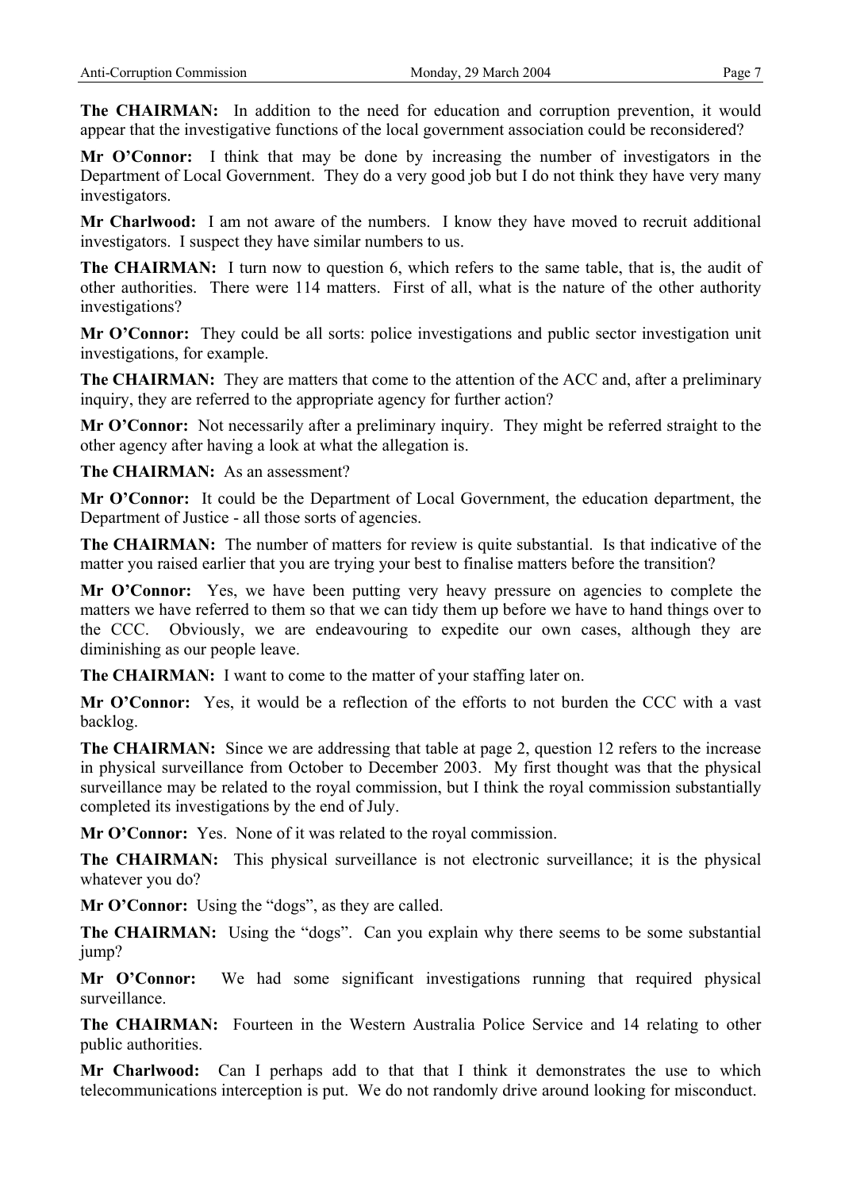**The CHAIRMAN:** In addition to the need for education and corruption prevention, it would appear that the investigative functions of the local government association could be reconsidered?

**Mr O'Connor:** I think that may be done by increasing the number of investigators in the Department of Local Government. They do a very good job but I do not think they have very many investigators.

**Mr Charlwood:** I am not aware of the numbers. I know they have moved to recruit additional investigators. I suspect they have similar numbers to us.

**The CHAIRMAN:** I turn now to question 6, which refers to the same table, that is, the audit of other authorities. There were 114 matters. First of all, what is the nature of the other authority investigations?

**Mr O'Connor:** They could be all sorts: police investigations and public sector investigation unit investigations, for example.

**The CHAIRMAN:** They are matters that come to the attention of the ACC and, after a preliminary inquiry, they are referred to the appropriate agency for further action?

**Mr O'Connor:** Not necessarily after a preliminary inquiry. They might be referred straight to the other agency after having a look at what the allegation is.

**The CHAIRMAN:** As an assessment?

**Mr O'Connor:** It could be the Department of Local Government, the education department, the Department of Justice - all those sorts of agencies.

**The CHAIRMAN:** The number of matters for review is quite substantial. Is that indicative of the matter you raised earlier that you are trying your best to finalise matters before the transition?

**Mr O'Connor:** Yes, we have been putting very heavy pressure on agencies to complete the matters we have referred to them so that we can tidy them up before we have to hand things over to the CCC. Obviously, we are endeavouring to expedite our own cases, although they are diminishing as our people leave.

**The CHAIRMAN:** I want to come to the matter of your staffing later on.

**Mr O'Connor:** Yes, it would be a reflection of the efforts to not burden the CCC with a vast backlog.

**The CHAIRMAN:** Since we are addressing that table at page 2, question 12 refers to the increase in physical surveillance from October to December 2003. My first thought was that the physical surveillance may be related to the royal commission, but I think the royal commission substantially completed its investigations by the end of July.

**Mr O'Connor:** Yes. None of it was related to the royal commission.

**The CHAIRMAN:** This physical surveillance is not electronic surveillance; it is the physical whatever you do?

**Mr O'Connor:** Using the "dogs", as they are called.

**The CHAIRMAN:** Using the "dogs". Can you explain why there seems to be some substantial jump?

**Mr O'Connor:** We had some significant investigations running that required physical surveillance.

**The CHAIRMAN:** Fourteen in the Western Australia Police Service and 14 relating to other public authorities.

**Mr Charlwood:** Can I perhaps add to that that I think it demonstrates the use to which telecommunications interception is put. We do not randomly drive around looking for misconduct.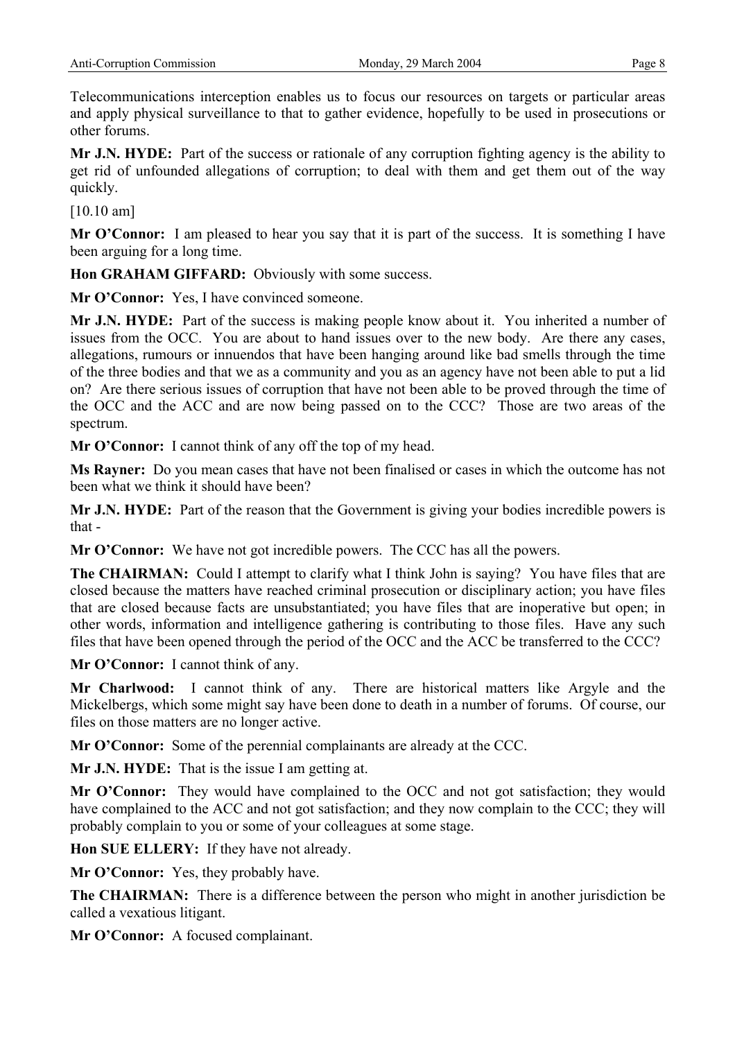Telecommunications interception enables us to focus our resources on targets or particular areas and apply physical surveillance to that to gather evidence, hopefully to be used in prosecutions or other forums.

**Mr J.N. HYDE:** Part of the success or rationale of any corruption fighting agency is the ability to get rid of unfounded allegations of corruption; to deal with them and get them out of the way quickly.

[10.10 am]

**Mr O'Connor:** I am pleased to hear you say that it is part of the success. It is something I have been arguing for a long time.

**Hon GRAHAM GIFFARD:** Obviously with some success.

**Mr O'Connor:** Yes, I have convinced someone.

**Mr J.N. HYDE:** Part of the success is making people know about it. You inherited a number of issues from the OCC. You are about to hand issues over to the new body. Are there any cases, allegations, rumours or innuendos that have been hanging around like bad smells through the time of the three bodies and that we as a community and you as an agency have not been able to put a lid on? Are there serious issues of corruption that have not been able to be proved through the time of the OCC and the ACC and are now being passed on to the CCC? Those are two areas of the spectrum.

**Mr O'Connor:** I cannot think of any off the top of my head.

**Ms Rayner:** Do you mean cases that have not been finalised or cases in which the outcome has not been what we think it should have been?

**Mr J.N. HYDE:** Part of the reason that the Government is giving your bodies incredible powers is that -

**Mr O'Connor:** We have not got incredible powers. The CCC has all the powers.

**The CHAIRMAN:** Could I attempt to clarify what I think John is saying? You have files that are closed because the matters have reached criminal prosecution or disciplinary action; you have files that are closed because facts are unsubstantiated; you have files that are inoperative but open; in other words, information and intelligence gathering is contributing to those files. Have any such files that have been opened through the period of the OCC and the ACC be transferred to the CCC?

**Mr O'Connor:** I cannot think of any.

**Mr Charlwood:** I cannot think of any. There are historical matters like Argyle and the Mickelbergs, which some might say have been done to death in a number of forums. Of course, our files on those matters are no longer active.

**Mr O'Connor:** Some of the perennial complainants are already at the CCC.

**Mr J.N. HYDE:** That is the issue I am getting at.

**Mr O'Connor:** They would have complained to the OCC and not got satisfaction; they would have complained to the ACC and not got satisfaction; and they now complain to the CCC; they will probably complain to you or some of your colleagues at some stage.

**Hon SUE ELLERY:** If they have not already.

**Mr O'Connor:** Yes, they probably have.

**The CHAIRMAN:** There is a difference between the person who might in another jurisdiction be called a vexatious litigant.

**Mr O'Connor:** A focused complainant.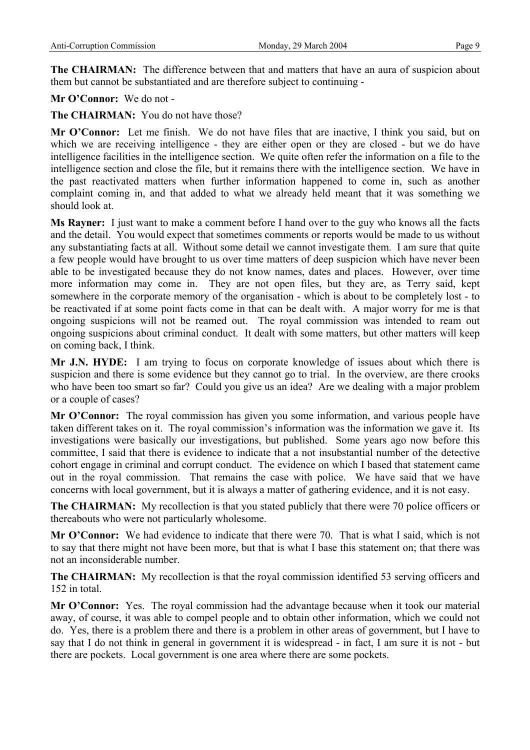**The CHAIRMAN:** The difference between that and matters that have an aura of suspicion about them but cannot be substantiated and are therefore subject to continuing -

**Mr O'Connor:** We do not -

**The CHAIRMAN:** You do not have those?

**Mr O'Connor:** Let me finish. We do not have files that are inactive, I think you said, but on which we are receiving intelligence - they are either open or they are closed - but we do have intelligence facilities in the intelligence section. We quite often refer the information on a file to the intelligence section and close the file, but it remains there with the intelligence section. We have in the past reactivated matters when further information happened to come in, such as another complaint coming in, and that added to what we already held meant that it was something we should look at.

**Ms Rayner:** I just want to make a comment before I hand over to the guy who knows all the facts and the detail. You would expect that sometimes comments or reports would be made to us without any substantiating facts at all. Without some detail we cannot investigate them. I am sure that quite a few people would have brought to us over time matters of deep suspicion which have never been able to be investigated because they do not know names, dates and places. However, over time more information may come in. They are not open files, but they are, as Terry said, kept somewhere in the corporate memory of the organisation - which is about to be completely lost - to be reactivated if at some point facts come in that can be dealt with. A major worry for me is that ongoing suspicions will not be reamed out. The royal commission was intended to ream out ongoing suspicions about criminal conduct. It dealt with some matters, but other matters will keep on coming back, I think.

**Mr J.N. HYDE:** I am trying to focus on corporate knowledge of issues about which there is suspicion and there is some evidence but they cannot go to trial. In the overview, are there crooks who have been too smart so far? Could you give us an idea? Are we dealing with a major problem or a couple of cases?

**Mr O'Connor:** The royal commission has given you some information, and various people have taken different takes on it. The royal commission's information was the information we gave it. Its investigations were basically our investigations, but published. Some years ago now before this committee, I said that there is evidence to indicate that a not insubstantial number of the detective cohort engage in criminal and corrupt conduct. The evidence on which I based that statement came out in the royal commission. That remains the case with police. We have said that we have concerns with local government, but it is always a matter of gathering evidence, and it is not easy.

**The CHAIRMAN:** My recollection is that you stated publicly that there were 70 police officers or thereabouts who were not particularly wholesome.

**Mr O'Connor:** We had evidence to indicate that there were 70. That is what I said, which is not to say that there might not have been more, but that is what I base this statement on; that there was not an inconsiderable number.

**The CHAIRMAN:** My recollection is that the royal commission identified 53 serving officers and 152 in total.

**Mr O'Connor:** Yes. The royal commission had the advantage because when it took our material away, of course, it was able to compel people and to obtain other information, which we could not do. Yes, there is a problem there and there is a problem in other areas of government, but I have to say that I do not think in general in government it is widespread - in fact, I am sure it is not - but there are pockets. Local government is one area where there are some pockets.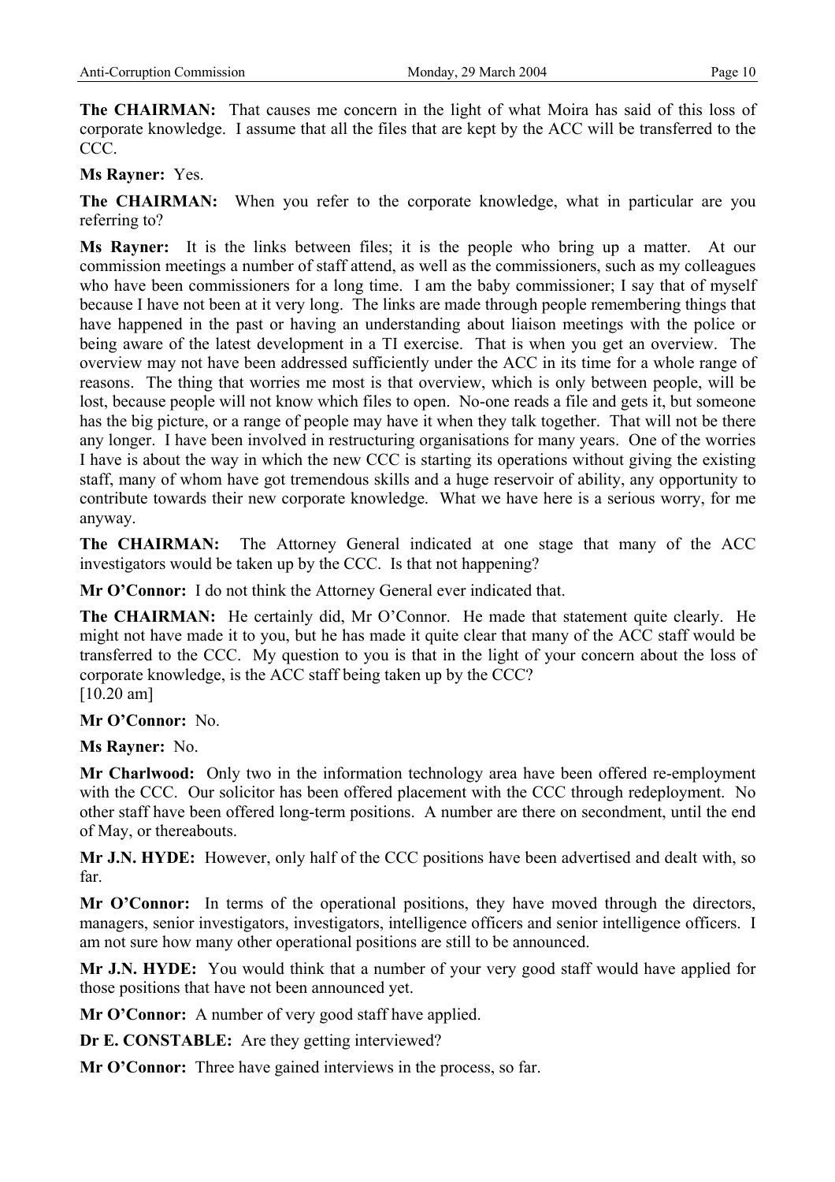**The CHAIRMAN:** That causes me concern in the light of what Moira has said of this loss of corporate knowledge. I assume that all the files that are kept by the ACC will be transferred to the CCC.

**Ms Rayner:** Yes.

**The CHAIRMAN:** When you refer to the corporate knowledge, what in particular are you referring to?

**Ms Rayner:** It is the links between files; it is the people who bring up a matter. At our commission meetings a number of staff attend, as well as the commissioners, such as my colleagues who have been commissioners for a long time. I am the baby commissioner; I say that of myself because I have not been at it very long. The links are made through people remembering things that have happened in the past or having an understanding about liaison meetings with the police or being aware of the latest development in a TI exercise. That is when you get an overview. The overview may not have been addressed sufficiently under the ACC in its time for a whole range of reasons. The thing that worries me most is that overview, which is only between people, will be lost, because people will not know which files to open. No-one reads a file and gets it, but someone has the big picture, or a range of people may have it when they talk together. That will not be there any longer. I have been involved in restructuring organisations for many years. One of the worries I have is about the way in which the new CCC is starting its operations without giving the existing staff, many of whom have got tremendous skills and a huge reservoir of ability, any opportunity to contribute towards their new corporate knowledge. What we have here is a serious worry, for me anyway.

**The CHAIRMAN:** The Attorney General indicated at one stage that many of the ACC investigators would be taken up by the CCC. Is that not happening?

**Mr O'Connor:** I do not think the Attorney General ever indicated that.

**The CHAIRMAN:** He certainly did, Mr O'Connor. He made that statement quite clearly. He might not have made it to you, but he has made it quite clear that many of the ACC staff would be transferred to the CCC. My question to you is that in the light of your concern about the loss of corporate knowledge, is the ACC staff being taken up by the CCC?
[10.20 am]

**Mr O'Connor:** No.

**Ms Rayner:** No.

**Mr Charlwood:** Only two in the information technology area have been offered re-employment with the CCC. Our solicitor has been offered placement with the CCC through redeployment. No other staff have been offered long-term positions. A number are there on secondment, until the end of May, or thereabouts.

**Mr J.N. HYDE:** However, only half of the CCC positions have been advertised and dealt with, so far.

**Mr O'Connor:** In terms of the operational positions, they have moved through the directors, managers, senior investigators, investigators, intelligence officers and senior intelligence officers. I am not sure how many other operational positions are still to be announced.

**Mr J.N. HYDE:** You would think that a number of your very good staff would have applied for those positions that have not been announced yet.

**Mr O'Connor:** A number of very good staff have applied.

**Dr E. CONSTABLE:** Are they getting interviewed?

**Mr O'Connor:** Three have gained interviews in the process, so far.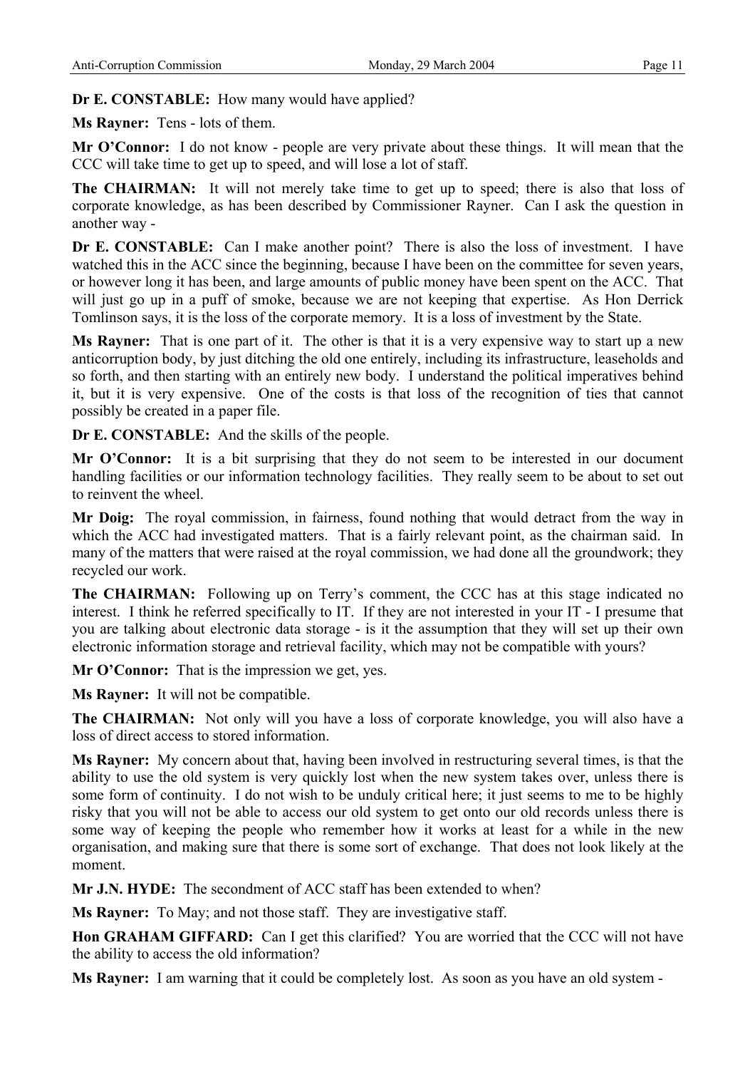**Dr E. CONSTABLE:** How many would have applied?

**Ms Rayner:** Tens - lots of them.

**Mr O'Connor:** I do not know - people are very private about these things. It will mean that the CCC will take time to get up to speed, and will lose a lot of staff.

**The CHAIRMAN:** It will not merely take time to get up to speed; there is also that loss of corporate knowledge, as has been described by Commissioner Rayner. Can I ask the question in another way -

**Dr E. CONSTABLE:** Can I make another point? There is also the loss of investment. I have watched this in the ACC since the beginning, because I have been on the committee for seven years, or however long it has been, and large amounts of public money have been spent on the ACC. That will just go up in a puff of smoke, because we are not keeping that expertise. As Hon Derrick Tomlinson says, it is the loss of the corporate memory. It is a loss of investment by the State.

**Ms Rayner:** That is one part of it. The other is that it is a very expensive way to start up a new anticorruption body, by just ditching the old one entirely, including its infrastructure, leaseholds and so forth, and then starting with an entirely new body. I understand the political imperatives behind it, but it is very expensive. One of the costs is that loss of the recognition of ties that cannot possibly be created in a paper file.

**Dr E. CONSTABLE:** And the skills of the people.

**Mr O'Connor:** It is a bit surprising that they do not seem to be interested in our document handling facilities or our information technology facilities. They really seem to be about to set out to reinvent the wheel.

**Mr Doig:** The royal commission, in fairness, found nothing that would detract from the way in which the ACC had investigated matters. That is a fairly relevant point, as the chairman said. In many of the matters that were raised at the royal commission, we had done all the groundwork; they recycled our work.

**The CHAIRMAN:** Following up on Terry's comment, the CCC has at this stage indicated no interest. I think he referred specifically to IT. If they are not interested in your IT - I presume that you are talking about electronic data storage - is it the assumption that they will set up their own electronic information storage and retrieval facility, which may not be compatible with yours?

**Mr O'Connor:** That is the impression we get, yes.

**Ms Rayner:** It will not be compatible.

**The CHAIRMAN:** Not only will you have a loss of corporate knowledge, you will also have a loss of direct access to stored information.

**Ms Rayner:** My concern about that, having been involved in restructuring several times, is that the ability to use the old system is very quickly lost when the new system takes over, unless there is some form of continuity. I do not wish to be unduly critical here; it just seems to me to be highly risky that you will not be able to access our old system to get onto our old records unless there is some way of keeping the people who remember how it works at least for a while in the new organisation, and making sure that there is some sort of exchange. That does not look likely at the moment.

**Mr J.N. HYDE:** The secondment of ACC staff has been extended to when?

**Ms Rayner:** To May; and not those staff. They are investigative staff.

**Hon GRAHAM GIFFARD:** Can I get this clarified? You are worried that the CCC will not have the ability to access the old information?

**Ms Rayner:** I am warning that it could be completely lost. As soon as you have an old system -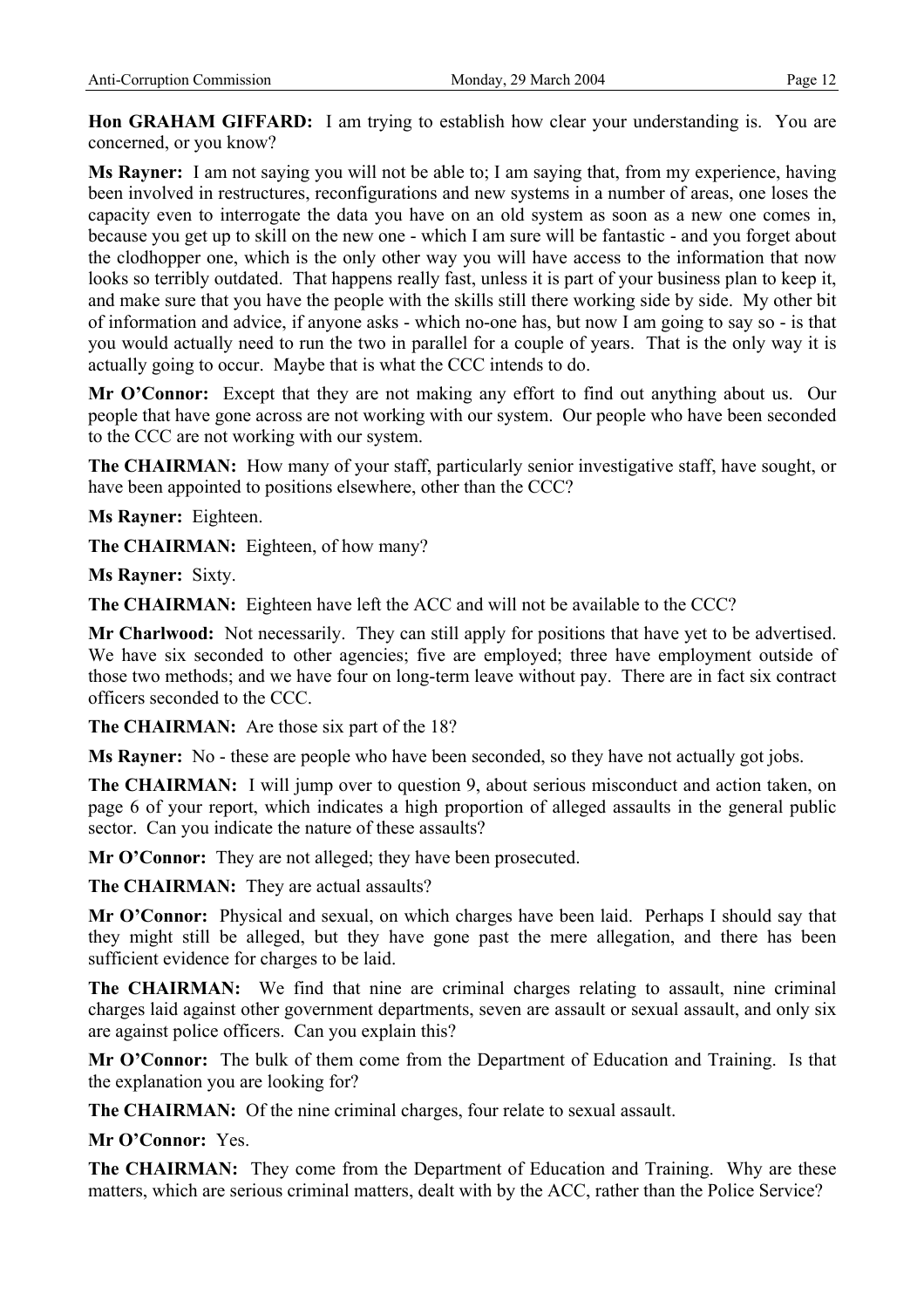**Hon GRAHAM GIFFARD:** I am trying to establish how clear your understanding is. You are concerned, or you know?

**Ms Rayner:** I am not saying you will not be able to; I am saying that, from my experience, having been involved in restructures, reconfigurations and new systems in a number of areas, one loses the capacity even to interrogate the data you have on an old system as soon as a new one comes in, because you get up to skill on the new one - which I am sure will be fantastic - and you forget about the clodhopper one, which is the only other way you will have access to the information that now looks so terribly outdated. That happens really fast, unless it is part of your business plan to keep it, and make sure that you have the people with the skills still there working side by side. My other bit of information and advice, if anyone asks - which no-one has, but now I am going to say so - is that you would actually need to run the two in parallel for a couple of years. That is the only way it is actually going to occur. Maybe that is what the CCC intends to do.

**Mr O'Connor:** Except that they are not making any effort to find out anything about us. Our people that have gone across are not working with our system. Our people who have been seconded to the CCC are not working with our system.

**The CHAIRMAN:** How many of your staff, particularly senior investigative staff, have sought, or have been appointed to positions elsewhere, other than the CCC?

**Ms Rayner:** Eighteen.

**The CHAIRMAN:** Eighteen, of how many?

**Ms Rayner:** Sixty.

**The CHAIRMAN:** Eighteen have left the ACC and will not be available to the CCC?

**Mr Charlwood:** Not necessarily. They can still apply for positions that have yet to be advertised. We have six seconded to other agencies; five are employed; three have employment outside of those two methods; and we have four on long-term leave without pay. There are in fact six contract officers seconded to the CCC.

**The CHAIRMAN:** Are those six part of the 18?

**Ms Rayner:** No - these are people who have been seconded, so they have not actually got jobs.

**The CHAIRMAN:** I will jump over to question 9, about serious misconduct and action taken, on page 6 of your report, which indicates a high proportion of alleged assaults in the general public sector. Can you indicate the nature of these assaults?

**Mr O'Connor:** They are not alleged; they have been prosecuted.

**The CHAIRMAN:** They are actual assaults?

**Mr O'Connor:** Physical and sexual, on which charges have been laid. Perhaps I should say that they might still be alleged, but they have gone past the mere allegation, and there has been sufficient evidence for charges to be laid.

**The CHAIRMAN:** We find that nine are criminal charges relating to assault, nine criminal charges laid against other government departments, seven are assault or sexual assault, and only six are against police officers. Can you explain this?

**Mr O'Connor:** The bulk of them come from the Department of Education and Training. Is that the explanation you are looking for?

**The CHAIRMAN:** Of the nine criminal charges, four relate to sexual assault.

**Mr O'Connor:** Yes.

**The CHAIRMAN:** They come from the Department of Education and Training. Why are these matters, which are serious criminal matters, dealt with by the ACC, rather than the Police Service?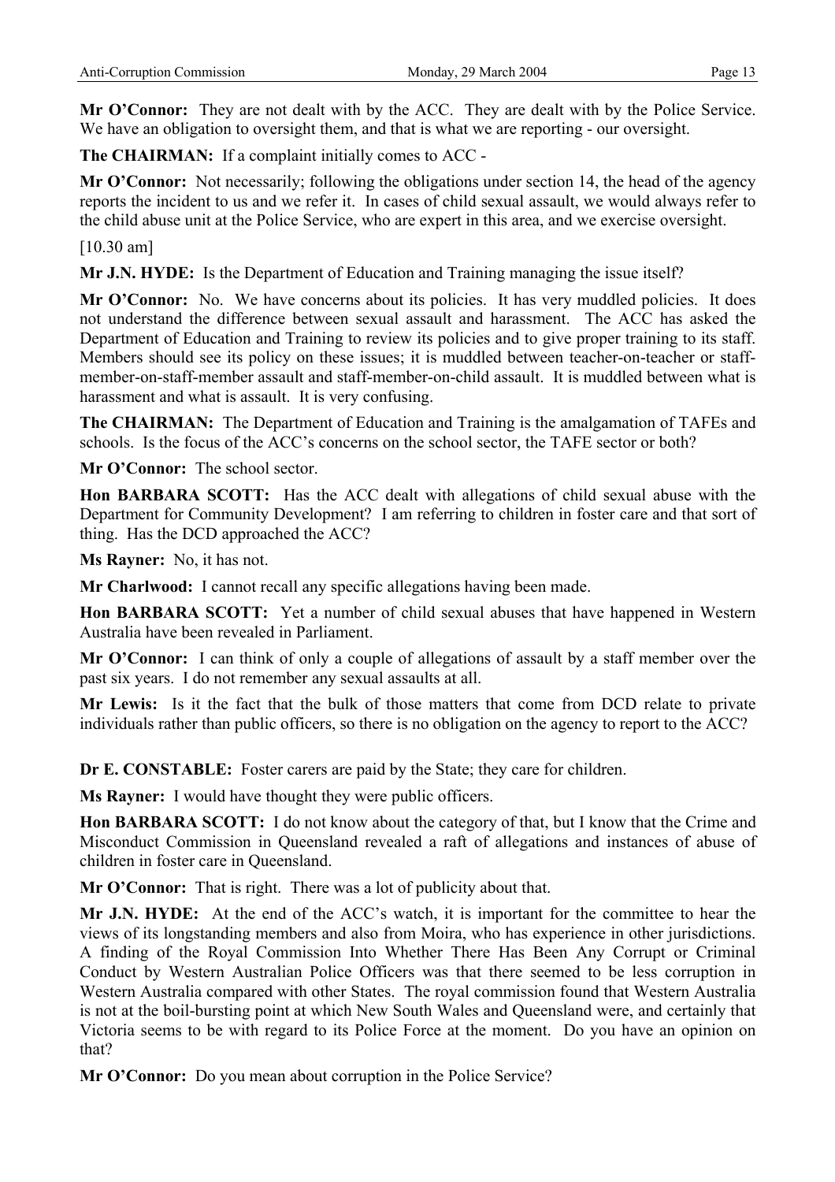**Mr O'Connor:** They are not dealt with by the ACC. They are dealt with by the Police Service. We have an obligation to oversight them, and that is what we are reporting - our oversight.

**The CHAIRMAN:** If a complaint initially comes to ACC -

**Mr O'Connor:** Not necessarily; following the obligations under section 14, the head of the agency reports the incident to us and we refer it. In cases of child sexual assault, we would always refer to the child abuse unit at the Police Service, who are expert in this area, and we exercise oversight.

[10.30 am]

**Mr J.N. HYDE:** Is the Department of Education and Training managing the issue itself?

**Mr O'Connor:** No. We have concerns about its policies. It has very muddled policies. It does not understand the difference between sexual assault and harassment. The ACC has asked the Department of Education and Training to review its policies and to give proper training to its staff. Members should see its policy on these issues; it is muddled between teacher-on-teacher or staff-member-on-staff-member assault and staff-member-on-child assault. It is muddled between what is harassment and what is assault. It is very confusing.

**The CHAIRMAN:** The Department of Education and Training is the amalgamation of TAFEs and schools. Is the focus of the ACC's concerns on the school sector, the TAFE sector or both?

**Mr O'Connor:** The school sector.

**Hon BARBARA SCOTT:** Has the ACC dealt with allegations of child sexual abuse with the Department for Community Development? I am referring to children in foster care and that sort of thing. Has the DCD approached the ACC?

**Ms Rayner:** No, it has not.

**Mr Charlwood:** I cannot recall any specific allegations having been made.

**Hon BARBARA SCOTT:** Yet a number of child sexual abuses that have happened in Western Australia have been revealed in Parliament.

**Mr O'Connor:** I can think of only a couple of allegations of assault by a staff member over the past six years. I do not remember any sexual assaults at all.

**Mr Lewis:** Is it the fact that the bulk of those matters that come from DCD relate to private individuals rather than public officers, so there is no obligation on the agency to report to the ACC?

**Dr E. CONSTABLE:** Foster carers are paid by the State; they care for children.

**Ms Rayner:** I would have thought they were public officers.

**Hon BARBARA SCOTT:** I do not know about the category of that, but I know that the Crime and Misconduct Commission in Queensland revealed a raft of allegations and instances of abuse of children in foster care in Queensland.

**Mr O'Connor:** That is right. There was a lot of publicity about that.

**Mr J.N. HYDE:** At the end of the ACC's watch, it is important for the committee to hear the views of its longstanding members and also from Moira, who has experience in other jurisdictions. A finding of the Royal Commission Into Whether There Has Been Any Corrupt or Criminal Conduct by Western Australian Police Officers was that there seemed to be less corruption in Western Australia compared with other States. The royal commission found that Western Australia is not at the boil-bursting point at which New South Wales and Queensland were, and certainly that Victoria seems to be with regard to its Police Force at the moment. Do you have an opinion on that?

**Mr O'Connor:** Do you mean about corruption in the Police Service?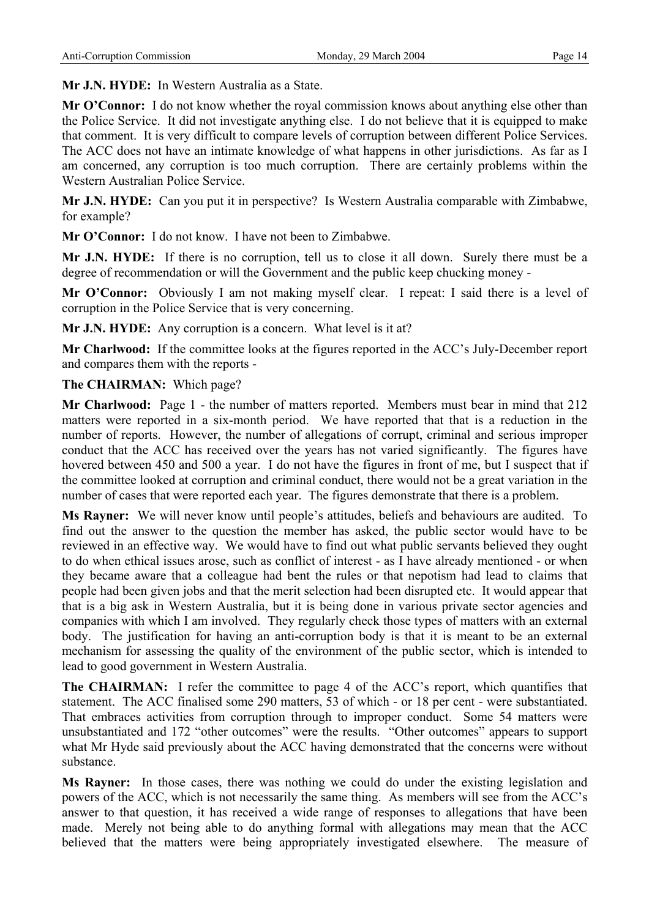**Mr J.N. HYDE:** In Western Australia as a State.

**Mr O'Connor:** I do not know whether the royal commission knows about anything else other than the Police Service. It did not investigate anything else. I do not believe that it is equipped to make that comment. It is very difficult to compare levels of corruption between different Police Services. The ACC does not have an intimate knowledge of what happens in other jurisdictions. As far as I am concerned, any corruption is too much corruption. There are certainly problems within the Western Australian Police Service.

**Mr J.N. HYDE:** Can you put it in perspective? Is Western Australia comparable with Zimbabwe, for example?

**Mr O'Connor:** I do not know. I have not been to Zimbabwe.

**Mr J.N. HYDE:** If there is no corruption, tell us to close it all down. Surely there must be a degree of recommendation or will the Government and the public keep chucking money -

**Mr O'Connor:** Obviously I am not making myself clear. I repeat: I said there is a level of corruption in the Police Service that is very concerning.

**Mr J.N. HYDE:** Any corruption is a concern. What level is it at?

**Mr Charlwood:** If the committee looks at the figures reported in the ACC's July-December report and compares them with the reports -

**The CHAIRMAN:** Which page?

**Mr Charlwood:** Page 1 - the number of matters reported. Members must bear in mind that 212 matters were reported in a six-month period. We have reported that that is a reduction in the number of reports. However, the number of allegations of corrupt, criminal and serious improper conduct that the ACC has received over the years has not varied significantly. The figures have hovered between 450 and 500 a year. I do not have the figures in front of me, but I suspect that if the committee looked at corruption and criminal conduct, there would not be a great variation in the number of cases that were reported each year. The figures demonstrate that there is a problem.

**Ms Rayner:** We will never know until people's attitudes, beliefs and behaviours are audited. To find out the answer to the question the member has asked, the public sector would have to be reviewed in an effective way. We would have to find out what public servants believed they ought to do when ethical issues arose, such as conflict of interest - as I have already mentioned - or when they became aware that a colleague had bent the rules or that nepotism had lead to claims that people had been given jobs and that the merit selection had been disrupted etc. It would appear that that is a big ask in Western Australia, but it is being done in various private sector agencies and companies with which I am involved. They regularly check those types of matters with an external body. The justification for having an anti-corruption body is that it is meant to be an external mechanism for assessing the quality of the environment of the public sector, which is intended to lead to good government in Western Australia.

**The CHAIRMAN:** I refer the committee to page 4 of the ACC's report, which quantifies that statement. The ACC finalised some 290 matters, 53 of which - or 18 per cent - were substantiated. That embraces activities from corruption through to improper conduct. Some 54 matters were unsubstantiated and 172 "other outcomes" were the results. "Other outcomes" appears to support what Mr Hyde said previously about the ACC having demonstrated that the concerns were without substance.

**Ms Rayner:** In those cases, there was nothing we could do under the existing legislation and powers of the ACC, which is not necessarily the same thing. As members will see from the ACC's answer to that question, it has received a wide range of responses to allegations that have been made. Merely not being able to do anything formal with allegations may mean that the ACC believed that the matters were being appropriately investigated elsewhere. The measure of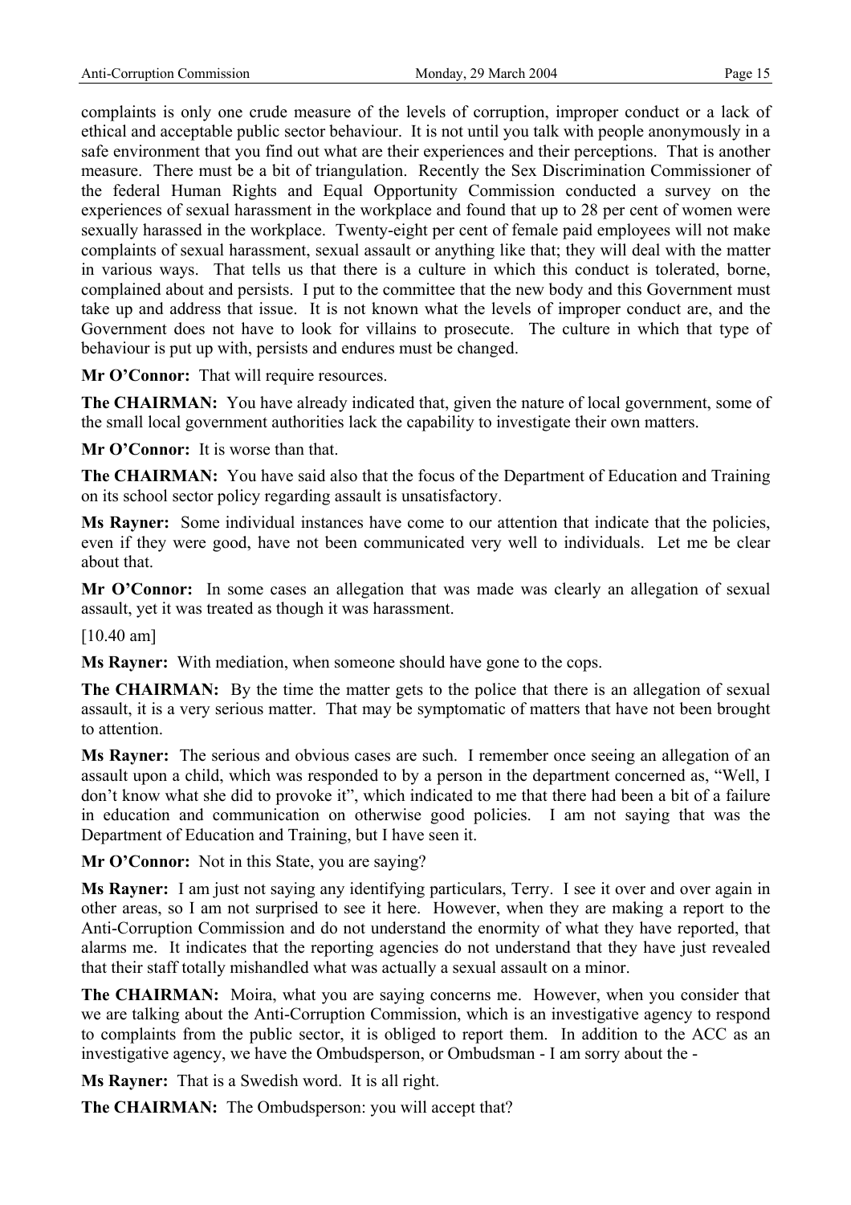complaints is only one crude measure of the levels of corruption, improper conduct or a lack of ethical and acceptable public sector behaviour. It is not until you talk with people anonymously in a safe environment that you find out what are their experiences and their perceptions. That is another measure. There must be a bit of triangulation. Recently the Sex Discrimination Commissioner of the federal Human Rights and Equal Opportunity Commission conducted a survey on the experiences of sexual harassment in the workplace and found that up to 28 per cent of women were sexually harassed in the workplace. Twenty-eight per cent of female paid employees will not make complaints of sexual harassment, sexual assault or anything like that; they will deal with the matter in various ways. That tells us that there is a culture in which this conduct is tolerated, borne, complained about and persists. I put to the committee that the new body and this Government must take up and address that issue. It is not known what the levels of improper conduct are, and the Government does not have to look for villains to prosecute. The culture in which that type of behaviour is put up with, persists and endures must be changed.

**Mr O'Connor:** That will require resources.

**The CHAIRMAN:** You have already indicated that, given the nature of local government, some of the small local government authorities lack the capability to investigate their own matters.

**Mr O'Connor:** It is worse than that.

**The CHAIRMAN:** You have said also that the focus of the Department of Education and Training on its school sector policy regarding assault is unsatisfactory.

**Ms Rayner:** Some individual instances have come to our attention that indicate that the policies, even if they were good, have not been communicated very well to individuals. Let me be clear about that.

**Mr O'Connor:** In some cases an allegation that was made was clearly an allegation of sexual assault, yet it was treated as though it was harassment.

[10.40 am]

**Ms Rayner:** With mediation, when someone should have gone to the cops.

**The CHAIRMAN:** By the time the matter gets to the police that there is an allegation of sexual assault, it is a very serious matter. That may be symptomatic of matters that have not been brought to attention.

**Ms Rayner:** The serious and obvious cases are such. I remember once seeing an allegation of an assault upon a child, which was responded to by a person in the department concerned as, "Well, I don't know what she did to provoke it", which indicated to me that there had been a bit of a failure in education and communication on otherwise good policies. I am not saying that was the Department of Education and Training, but I have seen it.

**Mr O'Connor:** Not in this State, you are saying?

**Ms Rayner:** I am just not saying any identifying particulars, Terry. I see it over and over again in other areas, so I am not surprised to see it here. However, when they are making a report to the Anti-Corruption Commission and do not understand the enormity of what they have reported, that alarms me. It indicates that the reporting agencies do not understand that they have just revealed that their staff totally mishandled what was actually a sexual assault on a minor.

**The CHAIRMAN:** Moira, what you are saying concerns me. However, when you consider that we are talking about the Anti-Corruption Commission, which is an investigative agency to respond to complaints from the public sector, it is obliged to report them. In addition to the ACC as an investigative agency, we have the Ombudsperson, or Ombudsman - I am sorry about the -

**Ms Rayner:** That is a Swedish word. It is all right.

**The CHAIRMAN:** The Ombudsperson: you will accept that?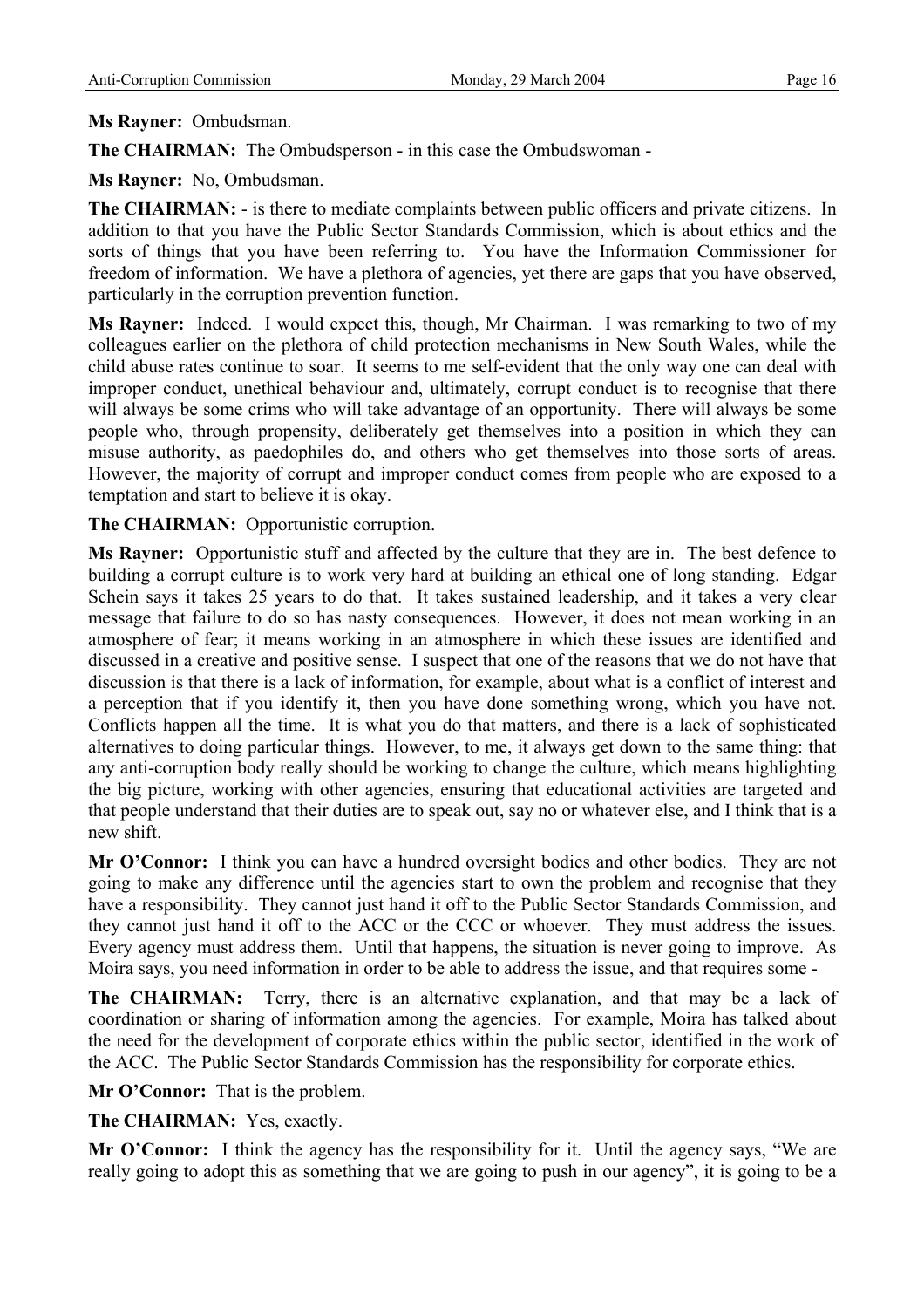**Ms Rayner:** Ombudsman.

**The CHAIRMAN:** The Ombudsperson - in this case the Ombudswoman -

**Ms Rayner:** No, Ombudsman.

**The CHAIRMAN:** - is there to mediate complaints between public officers and private citizens. In addition to that you have the Public Sector Standards Commission, which is about ethics and the sorts of things that you have been referring to. You have the Information Commissioner for freedom of information. We have a plethora of agencies, yet there are gaps that you have observed, particularly in the corruption prevention function.

**Ms Rayner:** Indeed. I would expect this, though, Mr Chairman. I was remarking to two of my colleagues earlier on the plethora of child protection mechanisms in New South Wales, while the child abuse rates continue to soar. It seems to me self-evident that the only way one can deal with improper conduct, unethical behaviour and, ultimately, corrupt conduct is to recognise that there will always be some crims who will take advantage of an opportunity. There will always be some people who, through propensity, deliberately get themselves into a position in which they can misuse authority, as paedophiles do, and others who get themselves into those sorts of areas. However, the majority of corrupt and improper conduct comes from people who are exposed to a temptation and start to believe it is okay.

**The CHAIRMAN:** Opportunistic corruption.

**Ms Rayner:** Opportunistic stuff and affected by the culture that they are in. The best defence to building a corrupt culture is to work very hard at building an ethical one of long standing. Edgar Schein says it takes 25 years to do that. It takes sustained leadership, and it takes a very clear message that failure to do so has nasty consequences. However, it does not mean working in an atmosphere of fear; it means working in an atmosphere in which these issues are identified and discussed in a creative and positive sense. I suspect that one of the reasons that we do not have that discussion is that there is a lack of information, for example, about what is a conflict of interest and a perception that if you identify it, then you have done something wrong, which you have not. Conflicts happen all the time. It is what you do that matters, and there is a lack of sophisticated alternatives to doing particular things. However, to me, it always get down to the same thing: that any anti-corruption body really should be working to change the culture, which means highlighting the big picture, working with other agencies, ensuring that educational activities are targeted and that people understand that their duties are to speak out, say no or whatever else, and I think that is a new shift.

**Mr O'Connor:** I think you can have a hundred oversight bodies and other bodies. They are not going to make any difference until the agencies start to own the problem and recognise that they have a responsibility. They cannot just hand it off to the Public Sector Standards Commission, and they cannot just hand it off to the ACC or the CCC or whoever. They must address the issues. Every agency must address them. Until that happens, the situation is never going to improve. As Moira says, you need information in order to be able to address the issue, and that requires some -

**The CHAIRMAN:** Terry, there is an alternative explanation, and that may be a lack of coordination or sharing of information among the agencies. For example, Moira has talked about the need for the development of corporate ethics within the public sector, identified in the work of the ACC. The Public Sector Standards Commission has the responsibility for corporate ethics.

**Mr O'Connor:** That is the problem.

**The CHAIRMAN:** Yes, exactly.

**Mr O'Connor:** I think the agency has the responsibility for it. Until the agency says, "We are really going to adopt this as something that we are going to push in our agency", it is going to be a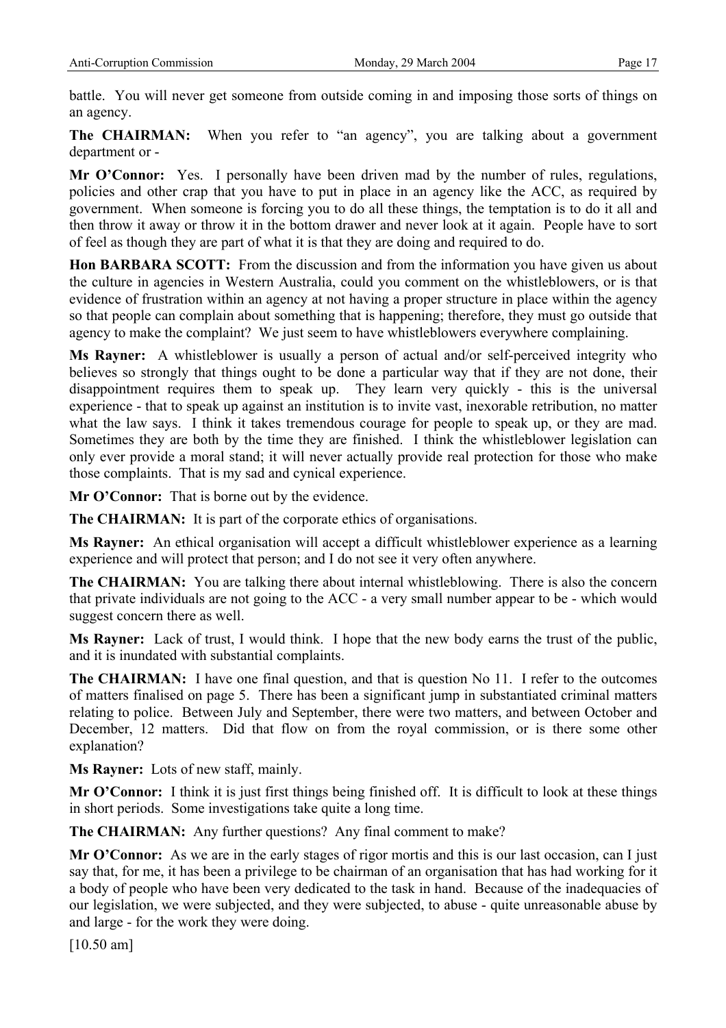battle. You will never get someone from outside coming in and imposing those sorts of things on an agency.

**The CHAIRMAN:** When you refer to "an agency", you are talking about a government department or -

**Mr O'Connor:** Yes. I personally have been driven mad by the number of rules, regulations, policies and other crap that you have to put in place in an agency like the ACC, as required by government. When someone is forcing you to do all these things, the temptation is to do it all and then throw it away or throw it in the bottom drawer and never look at it again. People have to sort of feel as though they are part of what it is that they are doing and required to do.

**Hon BARBARA SCOTT:** From the discussion and from the information you have given us about the culture in agencies in Western Australia, could you comment on the whistleblowers, or is that evidence of frustration within an agency at not having a proper structure in place within the agency so that people can complain about something that is happening; therefore, they must go outside that agency to make the complaint? We just seem to have whistleblowers everywhere complaining.

**Ms Rayner:** A whistleblower is usually a person of actual and/or self-perceived integrity who believes so strongly that things ought to be done a particular way that if they are not done, their disappointment requires them to speak up. They learn very quickly - this is the universal experience - that to speak up against an institution is to invite vast, inexorable retribution, no matter what the law says. I think it takes tremendous courage for people to speak up, or they are mad. Sometimes they are both by the time they are finished. I think the whistleblower legislation can only ever provide a moral stand; it will never actually provide real protection for those who make those complaints. That is my sad and cynical experience.

**Mr O'Connor:** That is borne out by the evidence.

**The CHAIRMAN:** It is part of the corporate ethics of organisations.

**Ms Rayner:** An ethical organisation will accept a difficult whistleblower experience as a learning experience and will protect that person; and I do not see it very often anywhere.

**The CHAIRMAN:** You are talking there about internal whistleblowing. There is also the concern that private individuals are not going to the ACC - a very small number appear to be - which would suggest concern there as well.

**Ms Rayner:** Lack of trust, I would think. I hope that the new body earns the trust of the public, and it is inundated with substantial complaints.

**The CHAIRMAN:** I have one final question, and that is question No 11. I refer to the outcomes of matters finalised on page 5. There has been a significant jump in substantiated criminal matters relating to police. Between July and September, there were two matters, and between October and December, 12 matters. Did that flow on from the royal commission, or is there some other explanation?

**Ms Rayner:** Lots of new staff, mainly.

**Mr O'Connor:** I think it is just first things being finished off. It is difficult to look at these things in short periods. Some investigations take quite a long time.

**The CHAIRMAN:** Any further questions? Any final comment to make?

**Mr O'Connor:** As we are in the early stages of rigor mortis and this is our last occasion, can I just say that, for me, it has been a privilege to be chairman of an organisation that has had working for it a body of people who have been very dedicated to the task in hand. Because of the inadequacies of our legislation, we were subjected, and they were subjected, to abuse - quite unreasonable abuse by and large - for the work they were doing.

[10.50 am]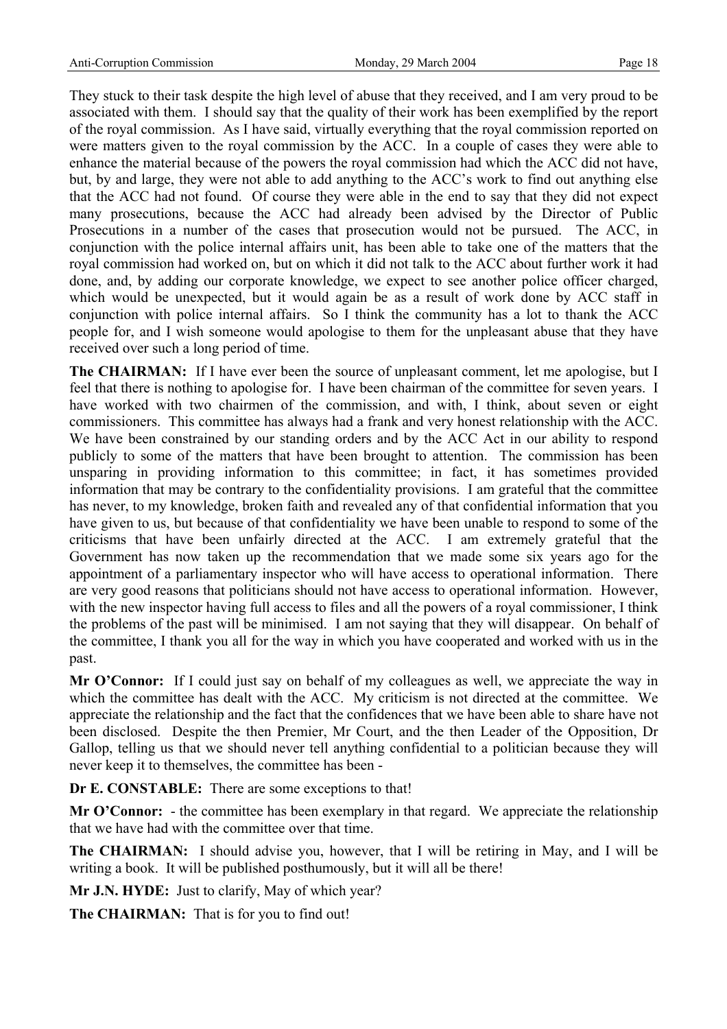They stuck to their task despite the high level of abuse that they received, and I am very proud to be associated with them. I should say that the quality of their work has been exemplified by the report of the royal commission. As I have said, virtually everything that the royal commission reported on were matters given to the royal commission by the ACC. In a couple of cases they were able to enhance the material because of the powers the royal commission had which the ACC did not have, but, by and large, they were not able to add anything to the ACC's work to find out anything else that the ACC had not found. Of course they were able in the end to say that they did not expect many prosecutions, because the ACC had already been advised by the Director of Public Prosecutions in a number of the cases that prosecution would not be pursued. The ACC, in conjunction with the police internal affairs unit, has been able to take one of the matters that the royal commission had worked on, but on which it did not talk to the ACC about further work it had done, and, by adding our corporate knowledge, we expect to see another police officer charged, which would be unexpected, but it would again be as a result of work done by ACC staff in conjunction with police internal affairs. So I think the community has a lot to thank the ACC people for, and I wish someone would apologise to them for the unpleasant abuse that they have received over such a long period of time.

**The CHAIRMAN:** If I have ever been the source of unpleasant comment, let me apologise, but I feel that there is nothing to apologise for. I have been chairman of the committee for seven years. I have worked with two chairmen of the commission, and with, I think, about seven or eight commissioners. This committee has always had a frank and very honest relationship with the ACC. We have been constrained by our standing orders and by the ACC Act in our ability to respond publicly to some of the matters that have been brought to attention. The commission has been unsparing in providing information to this committee; in fact, it has sometimes provided information that may be contrary to the confidentiality provisions. I am grateful that the committee has never, to my knowledge, broken faith and revealed any of that confidential information that you have given to us, but because of that confidentiality we have been unable to respond to some of the criticisms that have been unfairly directed at the ACC. I am extremely grateful that the Government has now taken up the recommendation that we made some six years ago for the appointment of a parliamentary inspector who will have access to operational information. There are very good reasons that politicians should not have access to operational information. However, with the new inspector having full access to files and all the powers of a royal commissioner, I think the problems of the past will be minimised. I am not saying that they will disappear. On behalf of the committee, I thank you all for the way in which you have cooperated and worked with us in the past.

**Mr O'Connor:** If I could just say on behalf of my colleagues as well, we appreciate the way in which the committee has dealt with the ACC. My criticism is not directed at the committee. We appreciate the relationship and the fact that the confidences that we have been able to share have not been disclosed. Despite the then Premier, Mr Court, and the then Leader of the Opposition, Dr Gallop, telling us that we should never tell anything confidential to a politician because they will never keep it to themselves, the committee has been -

**Dr E. CONSTABLE:** There are some exceptions to that!

**Mr O'Connor:** - the committee has been exemplary in that regard. We appreciate the relationship that we have had with the committee over that time.

**The CHAIRMAN:** I should advise you, however, that I will be retiring in May, and I will be writing a book. It will be published posthumously, but it will all be there!

**Mr J.N. HYDE:** Just to clarify, May of which year?

**The CHAIRMAN:** That is for you to find out!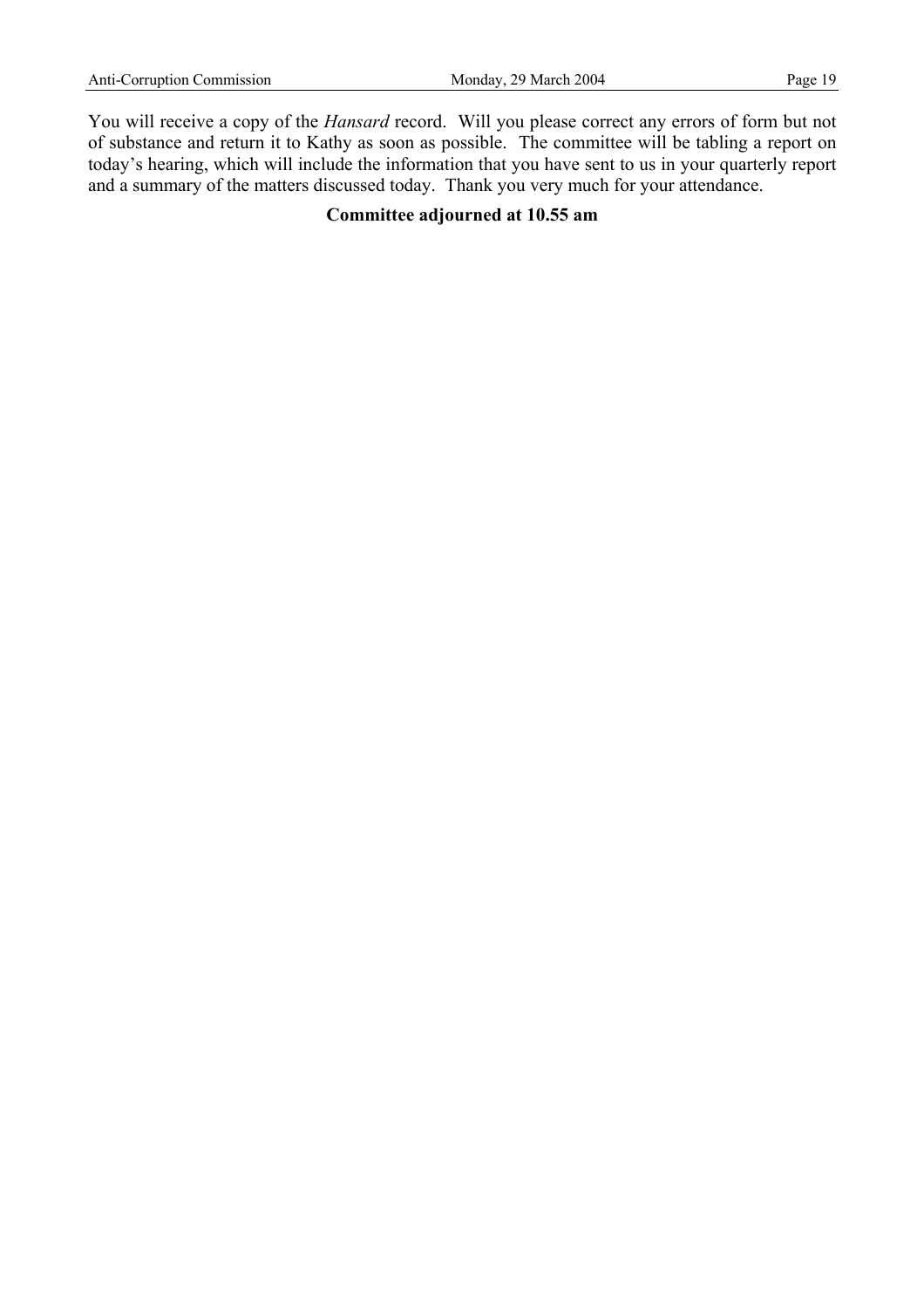You will receive a copy of the *Hansard* record. Will you please correct any errors of form but not of substance and return it to Kathy as soon as possible. The committee will be tabling a report on today's hearing, which will include the information that you have sent to us in your quarterly report and a summary of the matters discussed today. Thank you very much for your attendance.

**Committee adjourned at 10.55 am**